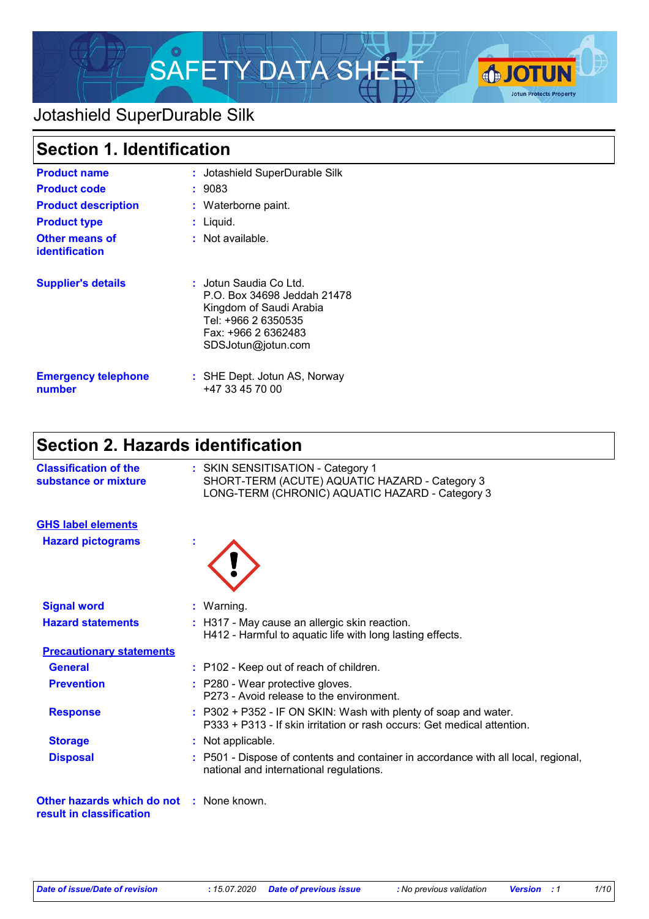# SAFETY DATA SHEET

## Jotashield SuperDurable Silk

## Section 1. Identification

**Product name** : Jotashield SuperDurable Silk

**Product code** : 9083

**Product description** : Waterborne paint.

**Product type** : Liquid.

**Other means of identification** : Not available.

**Supplier's details** : Jotun Saudia Co Ltd.
P.O. Box 34698 Jeddah 21478
Kingdom of Saudi Arabia
Tel: +966 2 6350535
Fax: +966 2 6362483
SDSJotun@jotun.com

**Emergency telephone number** : SHE Dept. Jotun AS, Norway
+47 33 45 70 00

## Section 2. Hazards identification

**Classification of the substance or mixture** : SKIN SENSITISATION - Category 1
SHORT-TERM (ACUTE) AQUATIC HAZARD - Category 3
LONG-TERM (CHRONIC) AQUATIC HAZARD - Category 3

**GHS label elements**

**Hazard pictograms** :

**Signal word** : Warning.

**Hazard statements** : H317 - May cause an allergic skin reaction.
H412 - Harmful to aquatic life with long lasting effects.

**Precautionary statements**

**General** : P102 - Keep out of reach of children.

**Prevention** : P280 - Wear protective gloves.
P273 - Avoid release to the environment.

**Response** : P302 + P352 - IF ON SKIN: Wash with plenty of soap and water.
P333 + P313 - If skin irritation or rash occurs: Get medical attention.

**Storage** : Not applicable.

**Disposal** : P501 - Dispose of contents and container in accordance with all local, regional, national and international regulations.

**Other hazards which do not result in classification** : None known.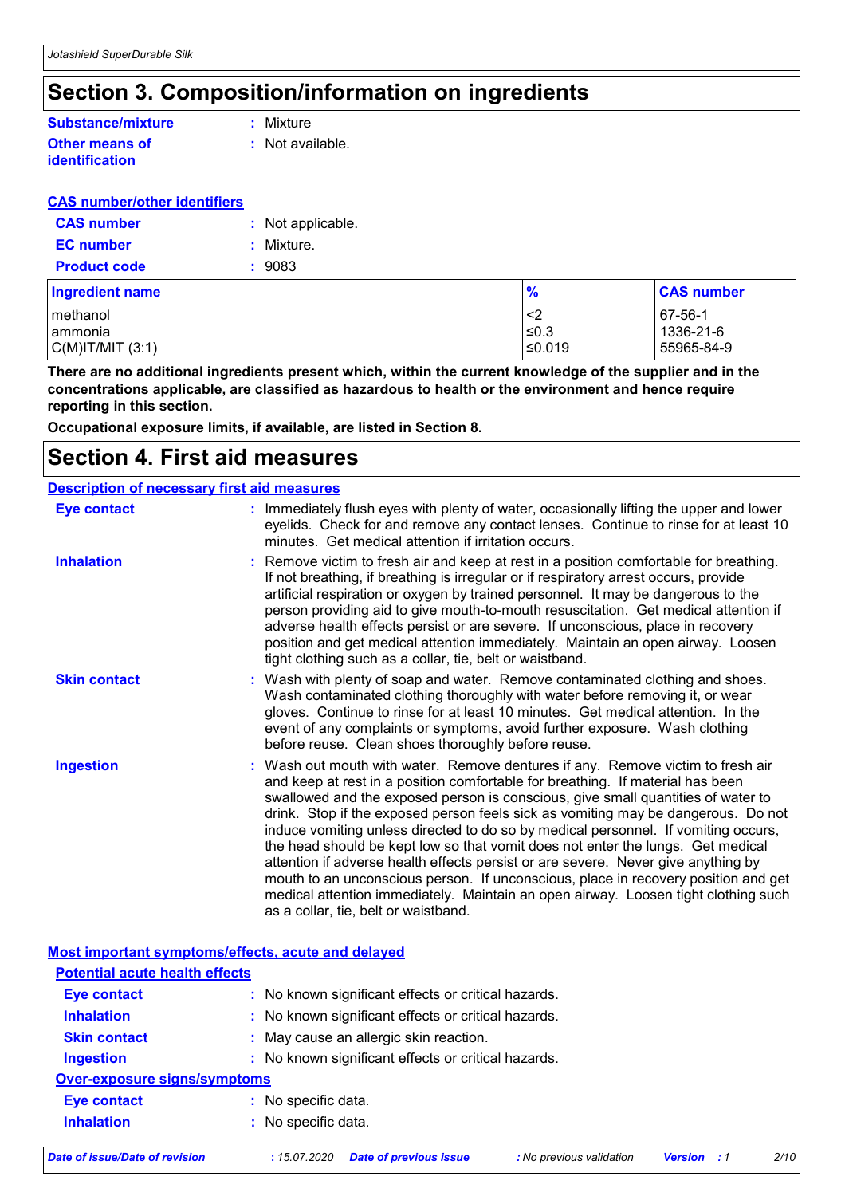# Section 3. Composition/information on ingredients

**Substance/mixture** : Mixture

**Other means of identification** : Not available.

**CAS number/other identifiers**

**CAS number** : Not applicable.

**EC number** : Mixture.

**Product code** : 9083

| Ingredient name | % | CAS number |
|---|---|---|
| methanol | <2 | 67-56-1 |
| ammonia | ≤0.3 | 1336-21-6 |
| C(M)IT/MIT (3:1) | ≤0.019 | 55965-84-9 |

**There are no additional ingredients present which, within the current knowledge of the supplier and in the concentrations applicable, are classified as hazardous to health or the environment and hence require reporting in this section.**

**Occupational exposure limits, if available, are listed in Section 8.**

# Section 4. First aid measures

**Description of necessary first aid measures**

**Eye contact** : Immediately flush eyes with plenty of water, occasionally lifting the upper and lower eyelids. Check for and remove any contact lenses. Continue to rinse for at least 10 minutes. Get medical attention if irritation occurs.

**Inhalation** : Remove victim to fresh air and keep at rest in a position comfortable for breathing. If not breathing, if breathing is irregular or if respiratory arrest occurs, provide artificial respiration or oxygen by trained personnel. It may be dangerous to the person providing aid to give mouth-to-mouth resuscitation. Get medical attention if adverse health effects persist or are severe. If unconscious, place in recovery position and get medical attention immediately. Maintain an open airway. Loosen tight clothing such as a collar, tie, belt or waistband.

**Skin contact** : Wash with plenty of soap and water. Remove contaminated clothing and shoes. Wash contaminated clothing thoroughly with water before removing it, or wear gloves. Continue to rinse for at least 10 minutes. Get medical attention. In the event of any complaints or symptoms, avoid further exposure. Wash clothing before reuse. Clean shoes thoroughly before reuse.

**Ingestion** : Wash out mouth with water. Remove dentures if any. Remove victim to fresh air and keep at rest in a position comfortable for breathing. If material has been swallowed and the exposed person is conscious, give small quantities of water to drink. Stop if the exposed person feels sick as vomiting may be dangerous. Do not induce vomiting unless directed to do so by medical personnel. If vomiting occurs, the head should be kept low so that vomit does not enter the lungs. Get medical attention if adverse health effects persist or are severe. Never give anything by mouth to an unconscious person. If unconscious, place in recovery position and get medical attention immediately. Maintain an open airway. Loosen tight clothing such as a collar, tie, belt or waistband.

**Most important symptoms/effects, acute and delayed**

**Potential acute health effects**

**Eye contact** : No known significant effects or critical hazards.

**Inhalation** : No known significant effects or critical hazards.

**Skin contact** : May cause an allergic skin reaction.

**Ingestion** : No known significant effects or critical hazards.

**Over-exposure signs/symptoms**

**Eye contact** : No specific data.

**Inhalation** : No specific data.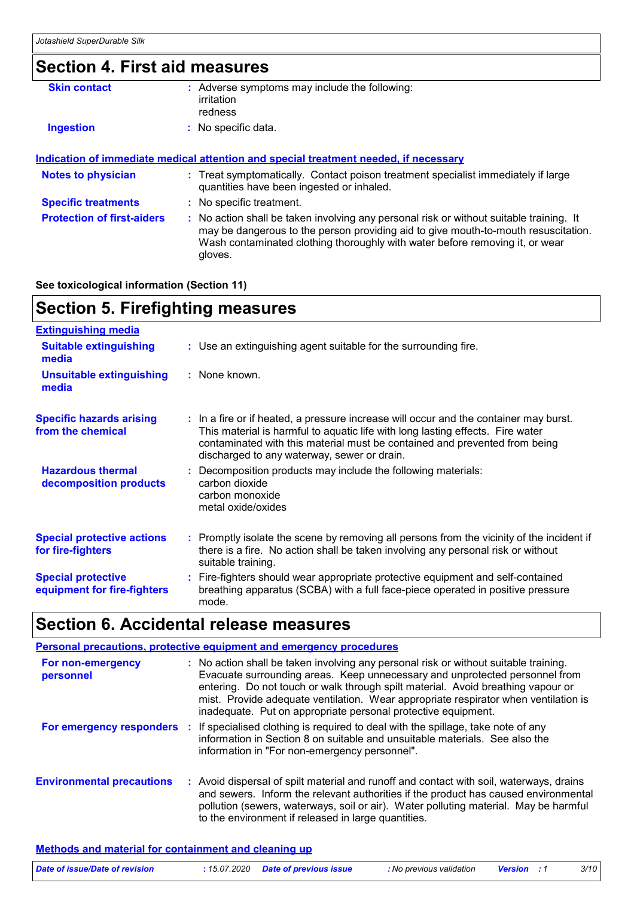## Section 4. First aid measures

**Skin contact** : Adverse symptoms may include the following:
irritation
redness

**Ingestion** : No specific data.

### Indication of immediate medical attention and special treatment needed, if necessary

**Notes to physician** : Treat symptomatically. Contact poison treatment specialist immediately if large quantities have been ingested or inhaled.

**Specific treatments** : No specific treatment.

**Protection of first-aiders** : No action shall be taken involving any personal risk or without suitable training. It may be dangerous to the person providing aid to give mouth-to-mouth resuscitation. Wash contaminated clothing thoroughly with water before removing it, or wear gloves.

**See toxicological information (Section 11)**

## Section 5. Firefighting measures

### Extinguishing media

**Suitable extinguishing media** : Use an extinguishing agent suitable for the surrounding fire.

**Unsuitable extinguishing media** : None known.

**Specific hazards arising from the chemical** : In a fire or if heated, a pressure increase will occur and the container may burst. This material is harmful to aquatic life with long lasting effects. Fire water contaminated with this material must be contained and prevented from being discharged to any waterway, sewer or drain.

**Hazardous thermal decomposition products** : Decomposition products may include the following materials:
carbon dioxide
carbon monoxide
metal oxide/oxides

**Special protective actions for fire-fighters** : Promptly isolate the scene by removing all persons from the vicinity of the incident if there is a fire. No action shall be taken involving any personal risk or without suitable training.

**Special protective equipment for fire-fighters** : Fire-fighters should wear appropriate protective equipment and self-contained breathing apparatus (SCBA) with a full face-piece operated in positive pressure mode.

## Section 6. Accidental release measures

### Personal precautions, protective equipment and emergency procedures

**For non-emergency personnel** : No action shall be taken involving any personal risk or without suitable training. Evacuate surrounding areas. Keep unnecessary and unprotected personnel from entering. Do not touch or walk through spilt material. Avoid breathing vapour or mist. Provide adequate ventilation. Wear appropriate respirator when ventilation is inadequate. Put on appropriate personal protective equipment.

**For emergency responders** : If specialised clothing is required to deal with the spillage, take note of any information in Section 8 on suitable and unsuitable materials. See also the information in "For non-emergency personnel".

**Environmental precautions** : Avoid dispersal of spilt material and runoff and contact with soil, waterways, drains and sewers. Inform the relevant authorities if the product has caused environmental pollution (sewers, waterways, soil or air). Water polluting material. May be harmful to the environment if released in large quantities.

### Methods and material for containment and cleaning up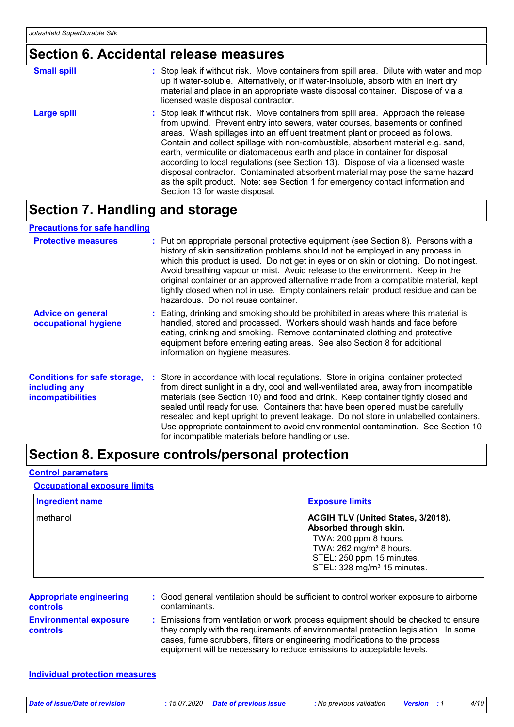## Section 6. Accidental release measures

**Small spill** : Stop leak if without risk. Move containers from spill area. Dilute with water and mop up if water-soluble. Alternatively, or if water-insoluble, absorb with an inert dry material and place in an appropriate waste disposal container. Dispose of via a licensed waste disposal contractor.

**Large spill** : Stop leak if without risk. Move containers from spill area. Approach the release from upwind. Prevent entry into sewers, water courses, basements or confined areas. Wash spillages into an effluent treatment plant or proceed as follows. Contain and collect spillage with non-combustible, absorbent material e.g. sand, earth, vermiculite or diatomaceous earth and place in container for disposal according to local regulations (see Section 13). Dispose of via a licensed waste disposal contractor. Contaminated absorbent material may pose the same hazard as the spilt product. Note: see Section 1 for emergency contact information and Section 13 for waste disposal.

## Section 7. Handling and storage

### Precautions for safe handling

**Protective measures** : Put on appropriate personal protective equipment (see Section 8). Persons with a history of skin sensitization problems should not be employed in any process in which this product is used. Do not get in eyes or on skin or clothing. Do not ingest. Avoid breathing vapour or mist. Avoid release to the environment. Keep in the original container or an approved alternative made from a compatible material, kept tightly closed when not in use. Empty containers retain product residue and can be hazardous. Do not reuse container.

**Advice on general occupational hygiene** : Eating, drinking and smoking should be prohibited in areas where this material is handled, stored and processed. Workers should wash hands and face before eating, drinking and smoking. Remove contaminated clothing and protective equipment before entering eating areas. See also Section 8 for additional information on hygiene measures.

**Conditions for safe storage, including any incompatibilities** : Store in accordance with local regulations. Store in original container protected from direct sunlight in a dry, cool and well-ventilated area, away from incompatible materials (see Section 10) and food and drink. Keep container tightly closed and sealed until ready for use. Containers that have been opened must be carefully resealed and kept upright to prevent leakage. Do not store in unlabelled containers. Use appropriate containment to avoid environmental contamination. See Section 10 for incompatible materials before handling or use.

## Section 8. Exposure controls/personal protection

### Control parameters

#### Occupational exposure limits

| Ingredient name | Exposure limits |
|---|---|
| methanol | **ACGIH TLV (United States, 3/2018). Absorbed through skin.**<br>TWA: 200 ppm 8 hours.<br>TWA: 262 mg/m³ 8 hours.<br>STEL: 250 ppm 15 minutes.<br>STEL: 328 mg/m³ 15 minutes. |

**Appropriate engineering controls** : Good general ventilation should be sufficient to control worker exposure to airborne contaminants.

**Environmental exposure controls** : Emissions from ventilation or work process equipment should be checked to ensure they comply with the requirements of environmental protection legislation. In some cases, fume scrubbers, filters or engineering modifications to the process equipment will be necessary to reduce emissions to acceptable levels.

### Individual protection measures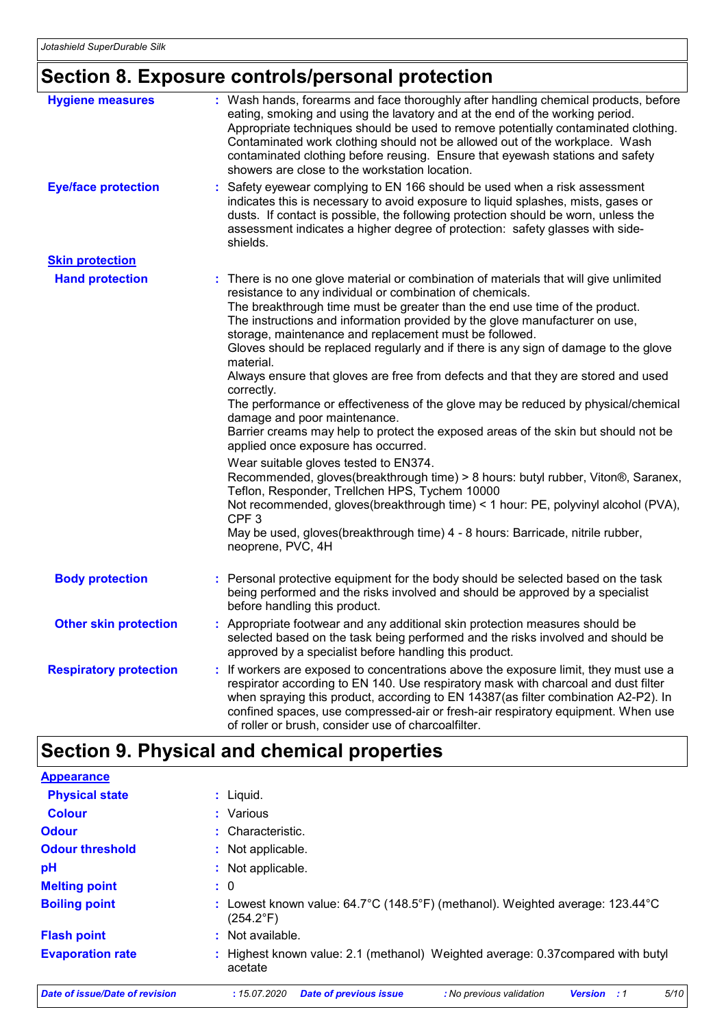## Section 8. Exposure controls/personal protection

**Hygiene measures** : Wash hands, forearms and face thoroughly after handling chemical products, before eating, smoking and using the lavatory and at the end of the working period. Appropriate techniques should be used to remove potentially contaminated clothing. Contaminated work clothing should not be allowed out of the workplace. Wash contaminated clothing before reusing. Ensure that eyewash stations and safety showers are close to the workstation location.

**Eye/face protection** : Safety eyewear complying to EN 166 should be used when a risk assessment indicates this is necessary to avoid exposure to liquid splashes, mists, gases or dusts. If contact is possible, the following protection should be worn, unless the assessment indicates a higher degree of protection: safety glasses with side-shields.

**Skin protection**

**Hand protection** : There is no one glove material or combination of materials that will give unlimited resistance to any individual or combination of chemicals.
The breakthrough time must be greater than the end use time of the product.
The instructions and information provided by the glove manufacturer on use, storage, maintenance and replacement must be followed.
Gloves should be replaced regularly and if there is any sign of damage to the glove material.
Always ensure that gloves are free from defects and that they are stored and used correctly.
The performance or effectiveness of the glove may be reduced by physical/chemical damage and poor maintenance.
Barrier creams may help to protect the exposed areas of the skin but should not be applied once exposure has occurred.

Wear suitable gloves tested to EN374.
Recommended, gloves(breakthrough time) > 8 hours: butyl rubber, Viton®, Saranex, Teflon, Responder, Trellchen HPS, Tychem 10000
Not recommended, gloves(breakthrough time) < 1 hour: PE, polyvinyl alcohol (PVA), CPF 3
May be used, gloves(breakthrough time) 4 - 8 hours: Barricade, nitrile rubber, neoprene, PVC, 4H

**Body protection** : Personal protective equipment for the body should be selected based on the task being performed and the risks involved and should be approved by a specialist before handling this product.

**Other skin protection** : Appropriate footwear and any additional skin protection measures should be selected based on the task being performed and the risks involved and should be approved by a specialist before handling this product.

**Respiratory protection** : If workers are exposed to concentrations above the exposure limit, they must use a respirator according to EN 140. Use respiratory mask with charcoal and dust filter when spraying this product, according to EN 14387(as filter combination A2-P2). In confined spaces, use compressed-air or fresh-air respiratory equipment. When use of roller or brush, consider use of charcoalfilter.

## Section 9. Physical and chemical properties

**Appearance**

**Physical state** : Liquid.

**Colour** : Various

**Odour** : Characteristic.

**Odour threshold** : Not applicable.

**pH** : Not applicable.

**Melting point** : 0

**Boiling point** : Lowest known value: 64.7°C (148.5°F) (methanol). Weighted average: 123.44°C (254.2°F)

**Flash point** : Not available.

**Evaporation rate** : Highest known value: 2.1 (methanol) Weighted average: 0.37compared with butyl acetate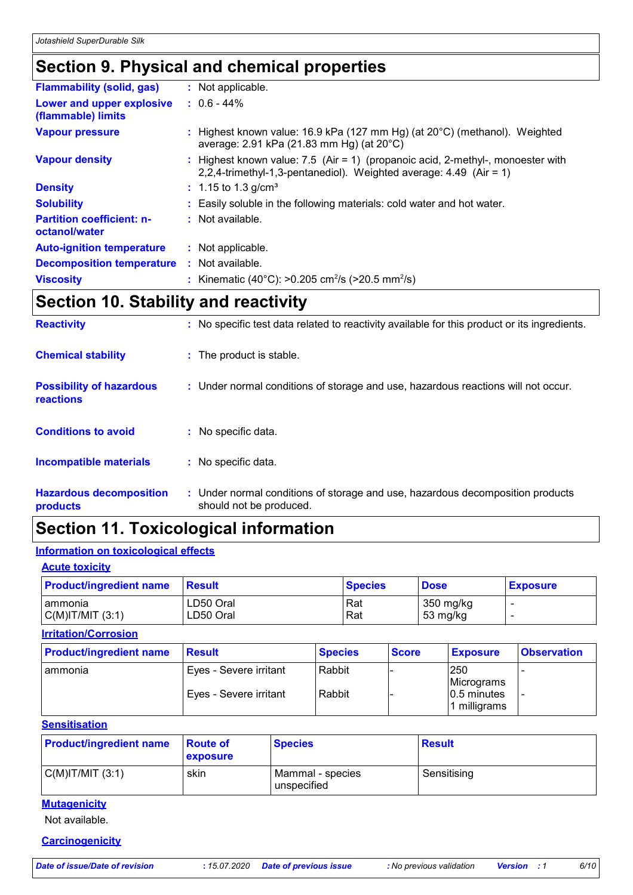## Section 9. Physical and chemical properties

| | |
|---|---|
| **Flammability (solid, gas)** | : Not applicable. |
| **Lower and upper explosive (flammable) limits** | : 0.6 - 44% |
| **Vapour pressure** | : Highest known value: 16.9 kPa (127 mm Hg) (at 20°C) (methanol). Weighted average: 2.91 kPa (21.83 mm Hg) (at 20°C) |
| **Vapour density** | : Highest known value: 7.5 (Air = 1) (propanoic acid, 2-methyl-, monoester with 2,2,4-trimethyl-1,3-pentanediol). Weighted average: 4.49 (Air = 1) |
| **Density** | : 1.15 to 1.3 g/cm³ |
| **Solubility** | : Easily soluble in the following materials: cold water and hot water. |
| **Partition coefficient: n-octanol/water** | : Not available. |
| **Auto-ignition temperature** | : Not applicable. |
| **Decomposition temperature** | : Not available. |
| **Viscosity** | : Kinematic (40°C): >0.205 $cm^2/s$ (>20.5 $mm^2/s$) |

## Section 10. Stability and reactivity

| | |
|---|---|
| **Reactivity** | : No specific test data related to reactivity available for this product or its ingredients. |
| **Chemical stability** | : The product is stable. |
| **Possibility of hazardous reactions** | : Under normal conditions of storage and use, hazardous reactions will not occur. |
| **Conditions to avoid** | : No specific data. |
| **Incompatible materials** | : No specific data. |
| **Hazardous decomposition products** | : Under normal conditions of storage and use, hazardous decomposition products should not be produced. |

## Section 11. Toxicological information

### Information on toxicological effects

#### Acute toxicity

| Product/ingredient name | Result | Species | Dose | Exposure |
|---|---|---|---|---|
| ammonia | LD50 Oral | Rat | 350 mg/kg | - |
| C(M)IT/MIT (3:1) | LD50 Oral | Rat | 53 mg/kg | - |

#### Irritation/Corrosion

| Product/ingredient name | Result | Species | Score | Exposure | Observation |
|---|---|---|---|---|---|
| ammonia | Eyes - Severe irritant | Rabbit | - | 250 Micrograms | - |
| | Eyes - Severe irritant | Rabbit | - | 0.5 minutes 1 milligrams | - |

#### Sensitisation

| Product/ingredient name | Route of exposure | Species | Result |
|---|---|---|---|
| C(M)IT/MIT (3:1) | skin | Mammal - species unspecified | Sensitising |

#### Mutagenicity

Not available.

#### Carcinogenicity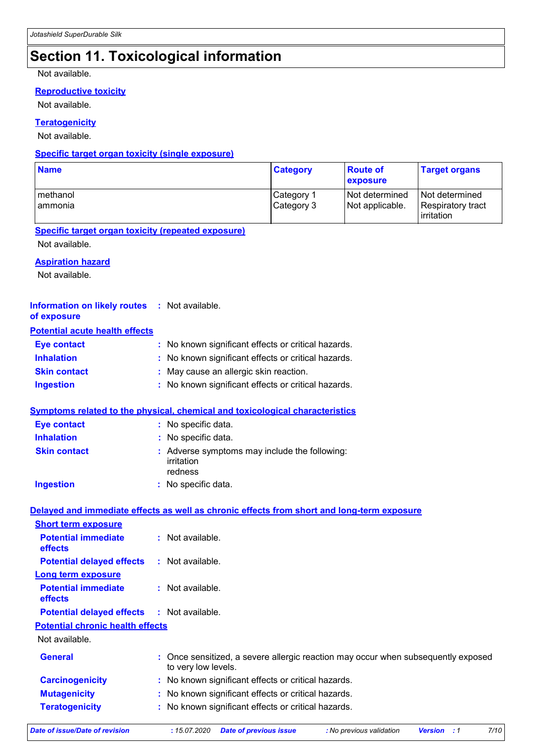## Section 11. Toxicological information

Not available.

**Reproductive toxicity**

Not available.

**Teratogenicity**

Not available.

**Specific target organ toxicity (single exposure)**

| Name | Category | Route of exposure | Target organs |
|---|---|---|---|
| methanol | Category 1 | Not determined | Not determined |
| ammonia | Category 3 | Not applicable. | Respiratory tract irritation |

**Specific target organ toxicity (repeated exposure)**

Not available.

**Aspiration hazard**

Not available.

**Information on likely routes of exposure** : Not available.

**Potential acute health effects**

**Eye contact** : No known significant effects or critical hazards.

**Inhalation** : No known significant effects or critical hazards.

**Skin contact** : May cause an allergic skin reaction.

**Ingestion** : No known significant effects or critical hazards.

**Symptoms related to the physical, chemical and toxicological characteristics**

**Eye contact** : No specific data.

**Inhalation** : No specific data.

**Skin contact** : Adverse symptoms may include the following:
irritation
redness

**Ingestion** : No specific data.

**Delayed and immediate effects as well as chronic effects from short and long-term exposure**

**Short term exposure**

**Potential immediate effects** : Not available.

**Potential delayed effects** : Not available.

**Long term exposure**

**Potential immediate effects** : Not available.

**Potential delayed effects** : Not available.

**Potential chronic health effects**

Not available.

**General** : Once sensitized, a severe allergic reaction may occur when subsequently exposed to very low levels.

**Carcinogenicity** : No known significant effects or critical hazards.

**Mutagenicity** : No known significant effects or critical hazards.

**Teratogenicity** : No known significant effects or critical hazards.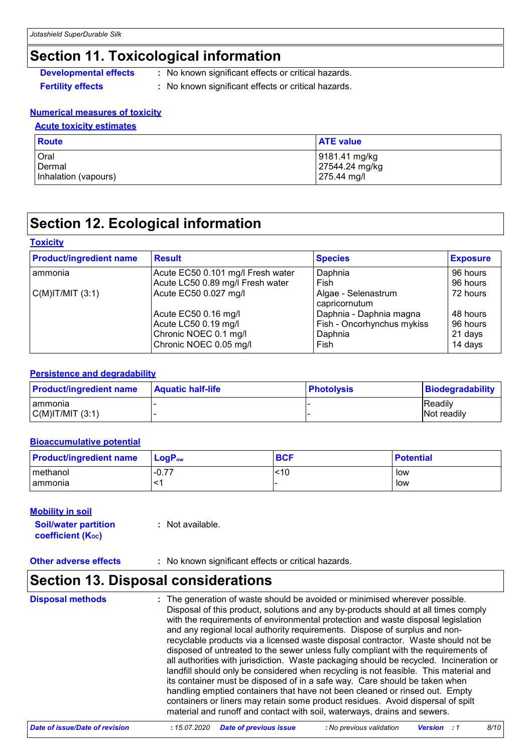## Section 11. Toxicological information

**Developmental effects** : No known significant effects or critical hazards.

**Fertility effects** : No known significant effects or critical hazards.

### Numerical measures of toxicity

#### Acute toxicity estimates

| Route | ATE value |
|---|---|
| Oral<br>Dermal<br>Inhalation (vapours) | 9181.41 mg/kg<br>27544.24 mg/kg<br>275.44 mg/l |

## Section 12. Ecological information

### Toxicity

| Product/ingredient name | Result | Species | Exposure |
|---|---|---|---|
| ammonia | Acute EC50 0.101 mg/l Fresh water | Daphnia | 96 hours |
| | Acute LC50 0.89 mg/l Fresh water | Fish | 96 hours |
| C(M)IT/MIT (3:1) | Acute EC50 0.027 mg/l | Algae - Selenastrum capricornutum | 72 hours |
| | Acute EC50 0.16 mg/l | Daphnia - Daphnia magna | 48 hours |
| | Acute LC50 0.19 mg/l | Fish - Oncorhynchus mykiss | 96 hours |
| | Chronic NOEC 0.1 mg/l | Daphnia | 21 days |
| | Chronic NOEC 0.05 mg/l | Fish | 14 days |

### Persistence and degradability

| Product/ingredient name | Aquatic half-life | Photolysis | Biodegradability |
|---|---|---|---|
| ammonia | - | - | Readily |
| C(M)IT/MIT (3:1) | - | - | Not readily |

### Bioaccumulative potential

| Product/ingredient name | $LogP_{ow}$ | BCF | Potential |
|---|---|---|---|
| methanol | -0.77 | <10 | low |
| ammonia | <1 | - | low |

### Mobility in soil

**Soil/water partition coefficient ($K_{OC}$)** : Not available.

**Other adverse effects** : No known significant effects or critical hazards.

## Section 13. Disposal considerations

**Disposal methods** : The generation of waste should be avoided or minimised wherever possible. Disposal of this product, solutions and any by-products should at all times comply with the requirements of environmental protection and waste disposal legislation and any regional local authority requirements. Dispose of surplus and non-recyclable products via a licensed waste disposal contractor. Waste should not be disposed of untreated to the sewer unless fully compliant with the requirements of all authorities with jurisdiction. Waste packaging should be recycled. Incineration or landfill should only be considered when recycling is not feasible. This material and its container must be disposed of in a safe way. Care should be taken when handling emptied containers that have not been cleaned or rinsed out. Empty containers or liners may retain some product residues. Avoid dispersal of spilt material and runoff and contact with soil, waterways, drains and sewers.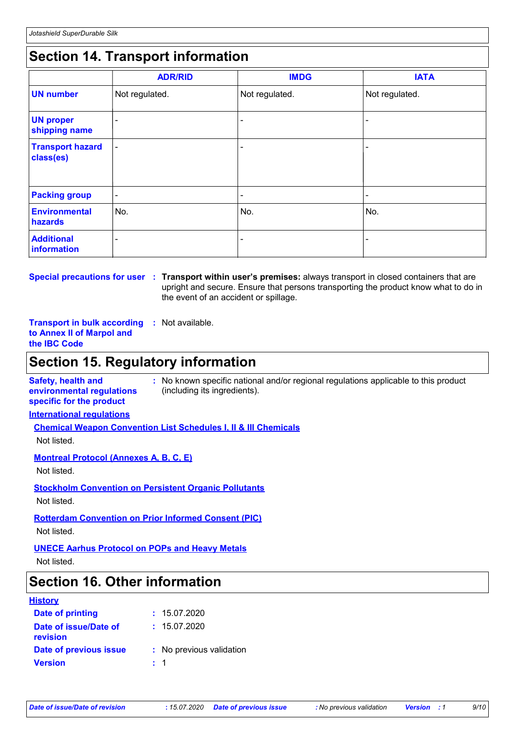## Section 14. Transport information

| | ADR/RID | IMDG | IATA |
|---|---|---|---|
| **UN number** | Not regulated. | Not regulated. | Not regulated. |
| **UN proper shipping name** | - | - | - |
| **Transport hazard class(es)** | - | - | - |
| **Packing group** | - | - | - |
| **Environmental hazards** | No. | No. | No. |
| **Additional information** | - | - | - |

**Special precautions for user** : **Transport within user's premises:** always transport in closed containers that are upright and secure. Ensure that persons transporting the product know what to do in the event of an accident or spillage.

**Transport in bulk according to Annex II of Marpol and the IBC Code** : Not available.

## Section 15. Regulatory information

**Safety, health and environmental regulations specific for the product** : No known specific national and/or regional regulations applicable to this product (including its ingredients).

**International regulations**

**Chemical Weapon Convention List Schedules I, II & III Chemicals**

Not listed.

**Montreal Protocol (Annexes A, B, C, E)**

Not listed.

**Stockholm Convention on Persistent Organic Pollutants**

Not listed.

**Rotterdam Convention on Prior Informed Consent (PIC)**

Not listed.

**UNECE Aarhus Protocol on POPs and Heavy Metals**

Not listed.

## Section 16. Other information

**History**

**Date of printing** : 15.07.2020

**Date of issue/Date of revision** : 15.07.2020

**Date of previous issue** : No previous validation

**Version** : 1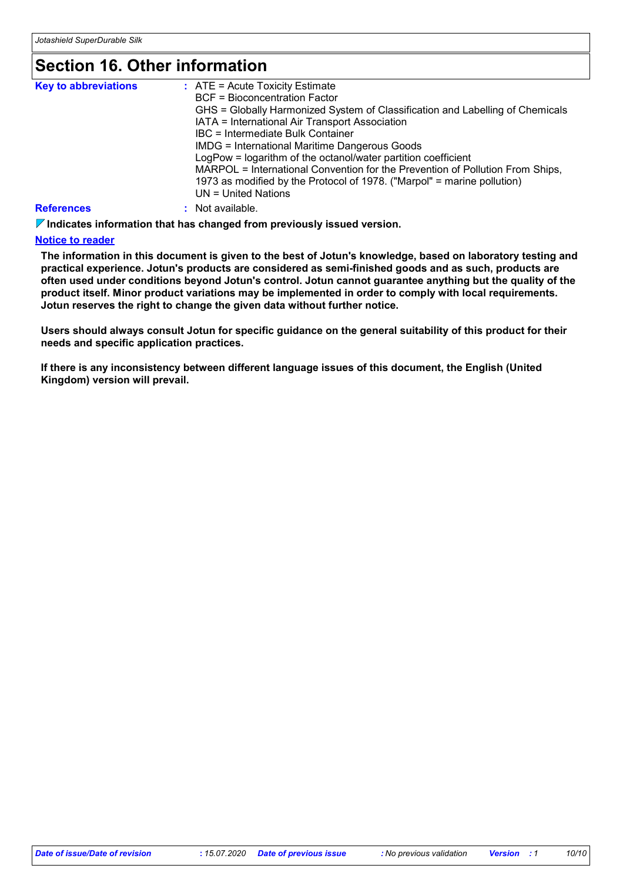# Section 16. Other information

**Key to abbreviations** : ATE = Acute Toxicity Estimate
BCF = Bioconcentration Factor
GHS = Globally Harmonized System of Classification and Labelling of Chemicals
IATA = International Air Transport Association
IBC = Intermediate Bulk Container
IMDG = International Maritime Dangerous Goods
LogPow = logarithm of the octanol/water partition coefficient
MARPOL = International Convention for the Prevention of Pollution From Ships, 1973 as modified by the Protocol of 1978. ("Marpol" = marine pollution)
UN = United Nations

**References** : Not available.

**Indicates information that has changed from previously issued version.**

**Notice to reader**

**The information in this document is given to the best of Jotun's knowledge, based on laboratory testing and practical experience. Jotun's products are considered as semi-finished goods and as such, products are often used under conditions beyond Jotun's control. Jotun cannot guarantee anything but the quality of the product itself. Minor product variations may be implemented in order to comply with local requirements. Jotun reserves the right to change the given data without further notice.**

**Users should always consult Jotun for specific guidance on the general suitability of this product for their needs and specific application practices.**

**If there is any inconsistency between different language issues of this document, the English (United Kingdom) version will prevail.**